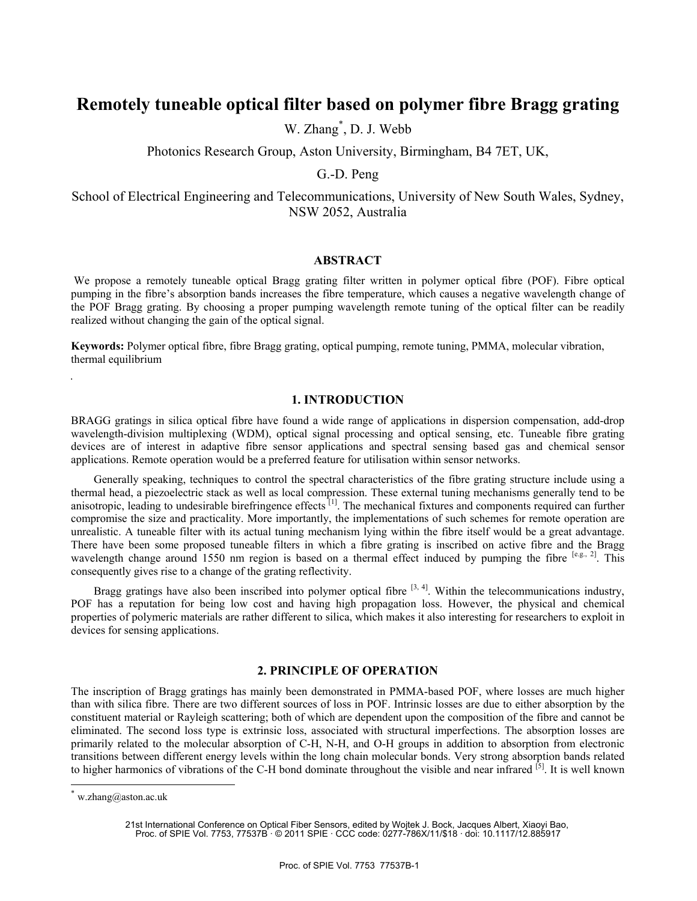# Remotely tuneable optical filter based on polymer fibre Bragg grating

W. Zhang*, D. J. Webb

Photonics Research Group, Aston University, Birmingham, B4 7ET, UK,

G.-D. Peng

School of Electrical Engineering and Telecommunications, University of New South Wales, Sydney, NSW 2052, Australia

## ABSTRACT

We propose a remotely tuneable optical Bragg grating filter written in polymer optical fibre (POF). Fibre optical pumping in the fibre's absorption bands increases the fibre temperature, which causes a negative wavelength change of the POF Bragg grating. By choosing a proper pumping wavelength remote tuning of the optical filter can be readily realized without changing the gain of the optical signal.

**Keywords:** Polymer optical fibre, fibre Bragg grating, optical pumping, remote tuning, PMMA, molecular vibration, thermal equilibrium

## 1. INTRODUCTION

BRAGG gratings in silica optical fibre have found a wide range of applications in dispersion compensation, add-drop wavelength-division multiplexing (WDM), optical signal processing and optical sensing, etc. Tuneable fibre grating devices are of interest in adaptive fibre sensor applications and spectral sensing based gas and chemical sensor applications. Remote operation would be a preferred feature for utilisation within sensor networks.

Generally speaking, techniques to control the spectral characteristics of the fibre grating structure include using a thermal head, a piezoelectric stack as well as local compression. These external tuning mechanisms generally tend to be anisotropic, leading to undesirable birefringence effects [1]. The mechanical fixtures and components required can further compromise the size and practicality. More importantly, the implementations of such schemes for remote operation are unrealistic. A tuneable filter with its actual tuning mechanism lying within the fibre itself would be a great advantage. There have been some proposed tuneable filters in which a fibre grating is inscribed on active fibre and the Bragg wavelength change around 1550 nm region is based on a thermal effect induced by pumping the fibre [e.g., 2]. This consequently gives rise to a change of the grating reflectivity.

Bragg gratings have also been inscribed into polymer optical fibre [3, 4]. Within the telecommunications industry, POF has a reputation for being low cost and having high propagation loss. However, the physical and chemical properties of polymeric materials are rather different to silica, which makes it also interesting for researchers to exploit in devices for sensing applications.

## 2. PRINCIPLE OF OPERATION

The inscription of Bragg gratings has mainly been demonstrated in PMMA-based POF, where losses are much higher than with silica fibre. There are two different sources of loss in POF. Intrinsic losses are due to either absorption by the constituent material or Rayleigh scattering; both of which are dependent upon the composition of the fibre and cannot be eliminated. The second loss type is extrinsic loss, associated with structural imperfections. The absorption losses are primarily related to the molecular absorption of C-H, N-H, and O-H groups in addition to absorption from electronic transitions between different energy levels within the long chain molecular bonds. Very strong absorption bands related to higher harmonics of vibrations of the C-H bond dominate throughout the visible and near infrared [5]. It is well known

* w.zhang@aston.ac.uk

21st International Conference on Optical Fiber Sensors, edited by Wojtek J. Bock, Jacques Albert, Xiaoyi Bao, Proc. of SPIE Vol. 7753, 77537B · © 2011 SPIE · CCC code: 0277-786X/11/$18 · doi: 10.1117/12.885917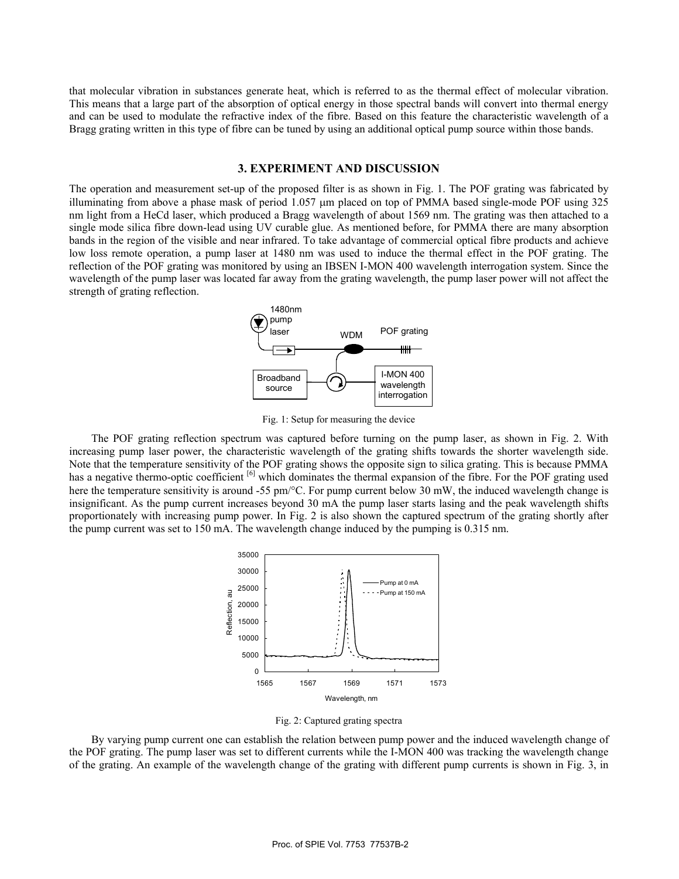that molecular vibration in substances generate heat, which is referred to as the thermal effect of molecular vibration. This means that a large part of the absorption of optical energy in those spectral bands will convert into thermal energy and can be used to modulate the refractive index of the fibre. Based on this feature the characteristic wavelength of a Bragg grating written in this type of fibre can be tuned by using an additional optical pump source within those bands.

## 3. EXPERIMENT AND DISCUSSION

The operation and measurement set-up of the proposed filter is as shown in Fig. 1. The POF grating was fabricated by illuminating from above a phase mask of period 1.057 μm placed on top of PMMA based single-mode POF using 325 nm light from a HeCd laser, which produced a Bragg wavelength of about 1569 nm. The grating was then attached to a single mode silica fibre down-lead using UV curable glue. As mentioned before, for PMMA there are many absorption bands in the region of the visible and near infrared. To take advantage of commercial optical fibre products and achieve low loss remote operation, a pump laser at 1480 nm was used to induce the thermal effect in the POF grating. The reflection of the POF grating was monitored by using an IBSEN I-MON 400 wavelength interrogation system. Since the wavelength of the pump laser was located far away from the grating wavelength, the pump laser power will not affect the strength of grating reflection.

Fig. 1: Setup for measuring the device

The POF grating reflection spectrum was captured before turning on the pump laser, as shown in Fig. 2. With increasing pump laser power, the characteristic wavelength of the grating shifts towards the shorter wavelength side. Note that the temperature sensitivity of the POF grating shows the opposite sign to silica grating. This is because PMMA has a negative thermo-optic coefficient [6] which dominates the thermal expansion of the fibre. For the POF grating used here the temperature sensitivity is around -55 pm/°C. For pump current below 30 mW, the induced wavelength change is insignificant. As the pump current increases beyond 30 mA the pump laser starts lasing and the peak wavelength shifts proportionately with increasing pump power. In Fig. 2 is also shown the captured spectrum of the grating shortly after the pump current was set to 150 mA. The wavelength change induced by the pumping is 0.315 nm.

Fig. 2: Captured grating spectra

By varying pump current one can establish the relation between pump power and the induced wavelength change of the POF grating. The pump laser was set to different currents while the I-MON 400 was tracking the wavelength change of the grating. An example of the wavelength change of the grating with different pump currents is shown in Fig. 3, in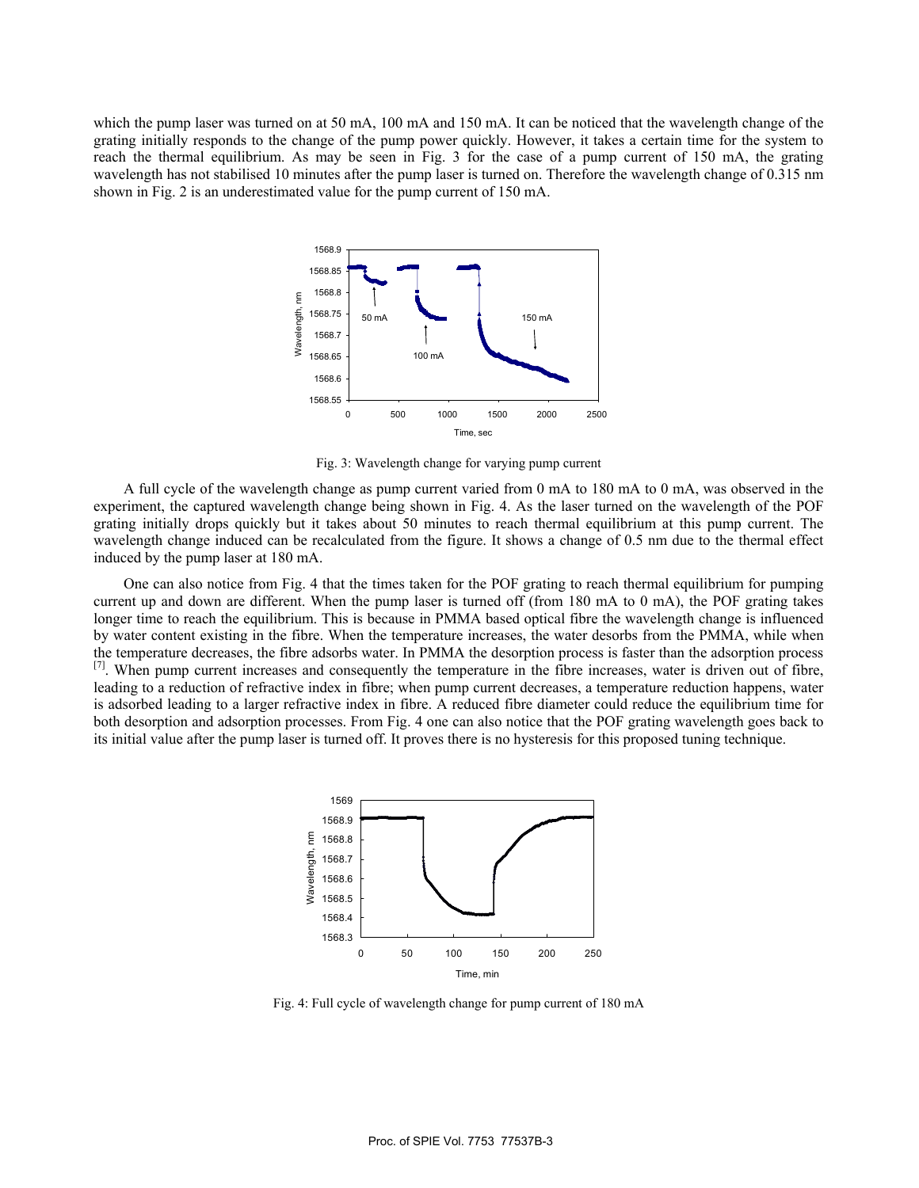which the pump laser was turned on at 50 mA, 100 mA and 150 mA. It can be noticed that the wavelength change of the grating initially responds to the change of the pump power quickly. However, it takes a certain time for the system to reach the thermal equilibrium. As may be seen in Fig. 3 for the case of a pump current of 150 mA, the grating wavelength has not stabilised 10 minutes after the pump laser is turned on. Therefore the wavelength change of 0.315 nm shown in Fig. 2 is an underestimated value for the pump current of 150 mA.

Fig. 3: Wavelength change for varying pump current

A full cycle of the wavelength change as pump current varied from 0 mA to 180 mA to 0 mA, was observed in the experiment, the captured wavelength change being shown in Fig. 4. As the laser turned on the wavelength of the POF grating initially drops quickly but it takes about 50 minutes to reach thermal equilibrium at this pump current. The wavelength change induced can be recalculated from the figure. It shows a change of 0.5 nm due to the thermal effect induced by the pump laser at 180 mA.

One can also notice from Fig. 4 that the times taken for the POF grating to reach thermal equilibrium for pumping current up and down are different. When the pump laser is turned off (from 180 mA to 0 mA), the POF grating takes longer time to reach the equilibrium. This is because in PMMA based optical fibre the wavelength change is influenced by water content existing in the fibre. When the temperature increases, the water desorbs from the PMMA, while when the temperature decreases, the fibre adsorbs water. In PMMA the desorption process is faster than the adsorption process [7]. When pump current increases and consequently the temperature in the fibre increases, water is driven out of fibre, leading to a reduction of refractive index in fibre; when pump current decreases, a temperature reduction happens, water is adsorbed leading to a larger refractive index in fibre. A reduced fibre diameter could reduce the equilibrium time for both desorption and adsorption processes. From Fig. 4 one can also notice that the POF grating wavelength goes back to its initial value after the pump laser is turned off. It proves there is no hysteresis for this proposed tuning technique.

Fig. 4: Full cycle of wavelength change for pump current of 180 mA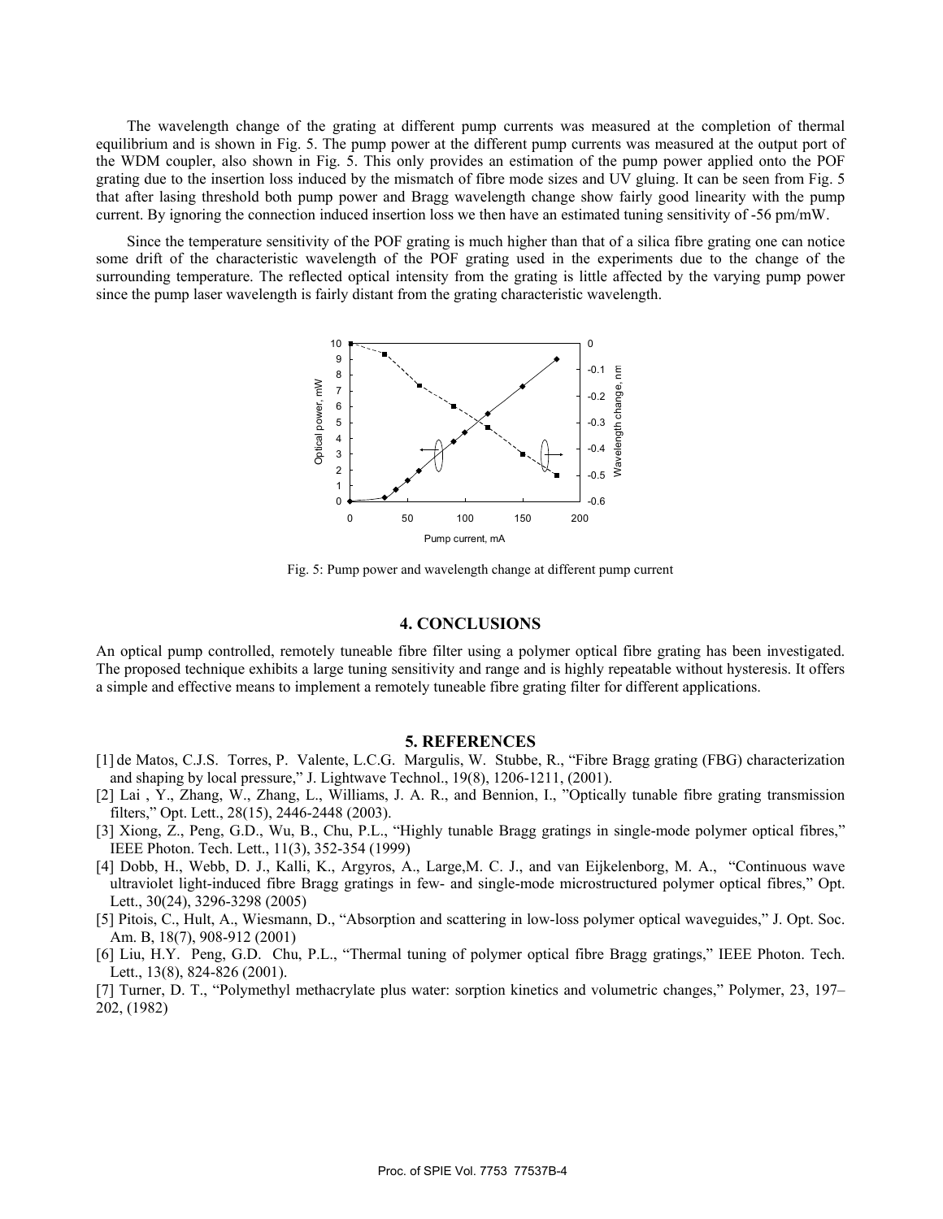The wavelength change of the grating at different pump currents was measured at the completion of thermal equilibrium and is shown in Fig. 5. The pump power at the different pump currents was measured at the output port of the WDM coupler, also shown in Fig. 5. This only provides an estimation of the pump power applied onto the POF grating due to the insertion loss induced by the mismatch of fibre mode sizes and UV gluing. It can be seen from Fig. 5 that after lasing threshold both pump power and Bragg wavelength change show fairly good linearity with the pump current. By ignoring the connection induced insertion loss we then have an estimated tuning sensitivity of -56 pm/mW.

Since the temperature sensitivity of the POF grating is much higher than that of a silica fibre grating one can notice some drift of the characteristic wavelength of the POF grating used in the experiments due to the change of the surrounding temperature. The reflected optical intensity from the grating is little affected by the varying pump power since the pump laser wavelength is fairly distant from the grating characteristic wavelength.

Optical power, mW
10
9
8
7
6
5
4
3
2
1
0

Wavelength change, nm
0
-0.1
-0.2
-0.3
-0.4
-0.5
-0.6

0
50
100
150
200
Pump current, mA

Fig. 5: Pump power and wavelength change at different pump current

## 4. CONCLUSIONS

An optical pump controlled, remotely tuneable fibre filter using a polymer optical fibre grating has been investigated. The proposed technique exhibits a large tuning sensitivity and range and is highly repeatable without hysteresis. It offers a simple and effective means to implement a remotely tuneable fibre grating filter for different applications.

## 5. REFERENCES

[1] de Matos, C.J.S. Torres, P. Valente, L.C.G. Margulis, W. Stubbe, R., "Fibre Bragg grating (FBG) characterization and shaping by local pressure," J. Lightwave Technol., 19(8), 1206-1211, (2001).

[2] Lai , Y., Zhang, W., Zhang, L., Williams, J. A. R., and Bennion, I., "Optically tunable fibre grating transmission filters," Opt. Lett., 28(15), 2446-2448 (2003).

[3] Xiong, Z., Peng, G.D., Wu, B., Chu, P.L., "Highly tunable Bragg gratings in single-mode polymer optical fibres," IEEE Photon. Tech. Lett., 11(3), 352-354 (1999)

[4] Dobb, H., Webb, D. J., Kalli, K., Argyros, A., Large,M. C. J., and van Eijkelenborg, M. A., "Continuous wave ultraviolet light-induced fibre Bragg gratings in few- and single-mode microstructured polymer optical fibres," Opt. Lett., 30(24), 3296-3298 (2005)

[5] Pitois, C., Hult, A., Wiesmann, D., "Absorption and scattering in low-loss polymer optical waveguides," J. Opt. Soc. Am. B, 18(7), 908-912 (2001)

[6] Liu, H.Y. Peng, G.D. Chu, P.L., "Thermal tuning of polymer optical fibre Bragg gratings," IEEE Photon. Tech. Lett., 13(8), 824-826 (2001).

[7] Turner, D. T., "Polymethyl methacrylate plus water: sorption kinetics and volumetric changes," Polymer, 23, 197–202, (1982)